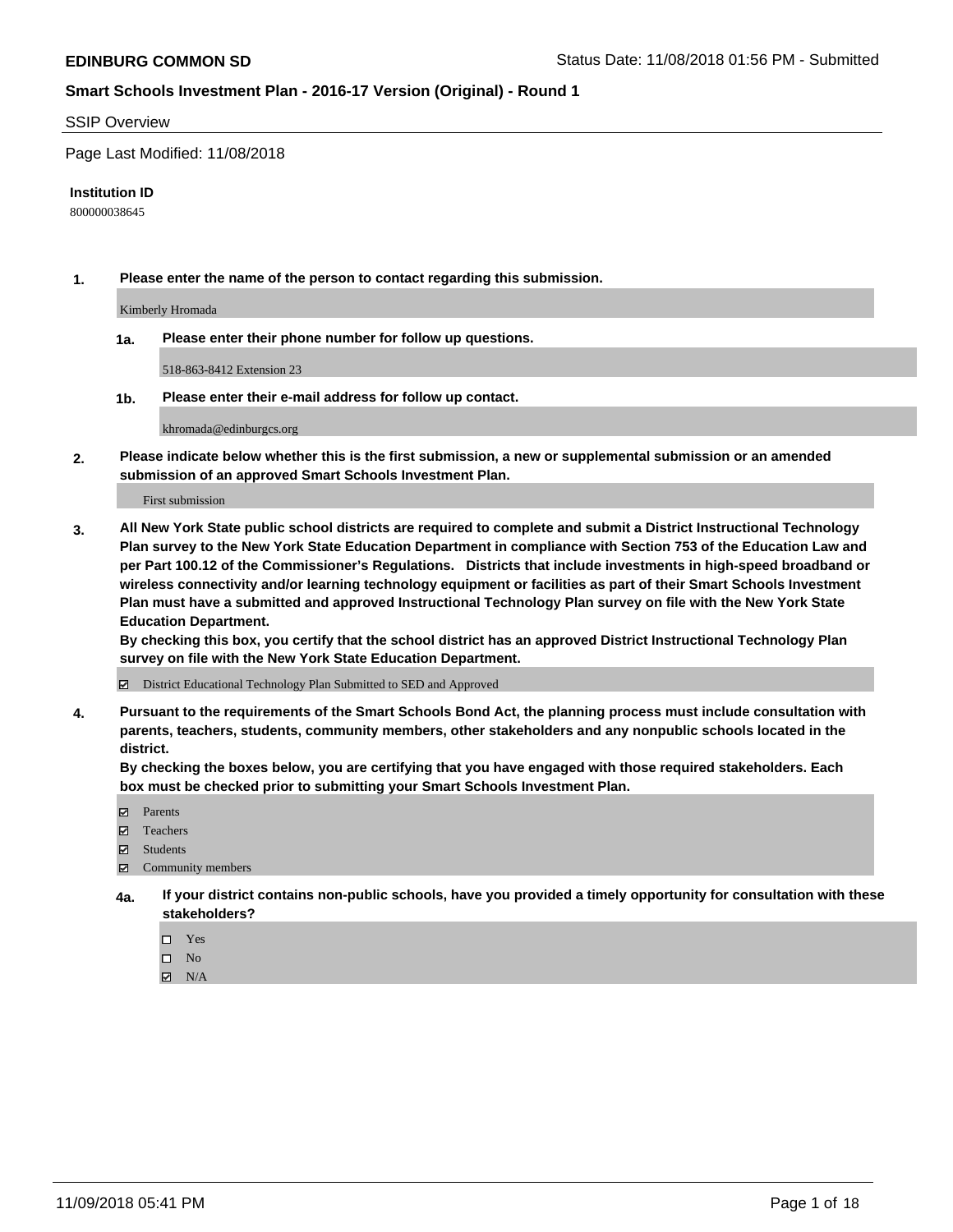**EDINBURG COMMON SD** Status Date: 11/08/2018 01:56 PM - Submitted

## Smart Schools Investment Plan - 2016-17 Version (Original) - Round 1

SSIP Overview

Page Last Modified: 11/08/2018

**Institution ID**

800000038645

**1. Please enter the name of the person to contact regarding this submission.**

Kimberly Hromada

**1a. Please enter their phone number for follow up questions.**

518-863-8412 Extension 23

**1b. Please enter their e-mail address for follow up contact.**

khromada@edinburgcs.org

**2. Please indicate below whether this is the first submission, a new or supplemental submission or an amended submission of an approved Smart Schools Investment Plan.**

First submission

**3. All New York State public school districts are required to complete and submit a District Instructional Technology Plan survey to the New York State Education Department in compliance with Section 753 of the Education Law and per Part 100.12 of the Commissioner's Regulations. Districts that include investments in high-speed broadband or wireless connectivity and/or learning technology equipment or facilities as part of their Smart Schools Investment Plan must have a submitted and approved Instructional Technology Plan survey on file with the New York State Education Department.**
**By checking this box, you certify that the school district has an approved District Instructional Technology Plan survey on file with the New York State Education Department.**

☑ District Educational Technology Plan Submitted to SED and Approved

**4. Pursuant to the requirements of the Smart Schools Bond Act, the planning process must include consultation with parents, teachers, students, community members, other stakeholders and any nonpublic schools located in the district.**
**By checking the boxes below, you are certifying that you have engaged with those required stakeholders. Each box must be checked prior to submitting your Smart Schools Investment Plan.**

☑ Parents
☑ Teachers
☑ Students
☑ Community members

**4a. If your district contains non-public schools, have you provided a timely opportunity for consultation with these stakeholders?**

☐ Yes
☐ No
☑ N/A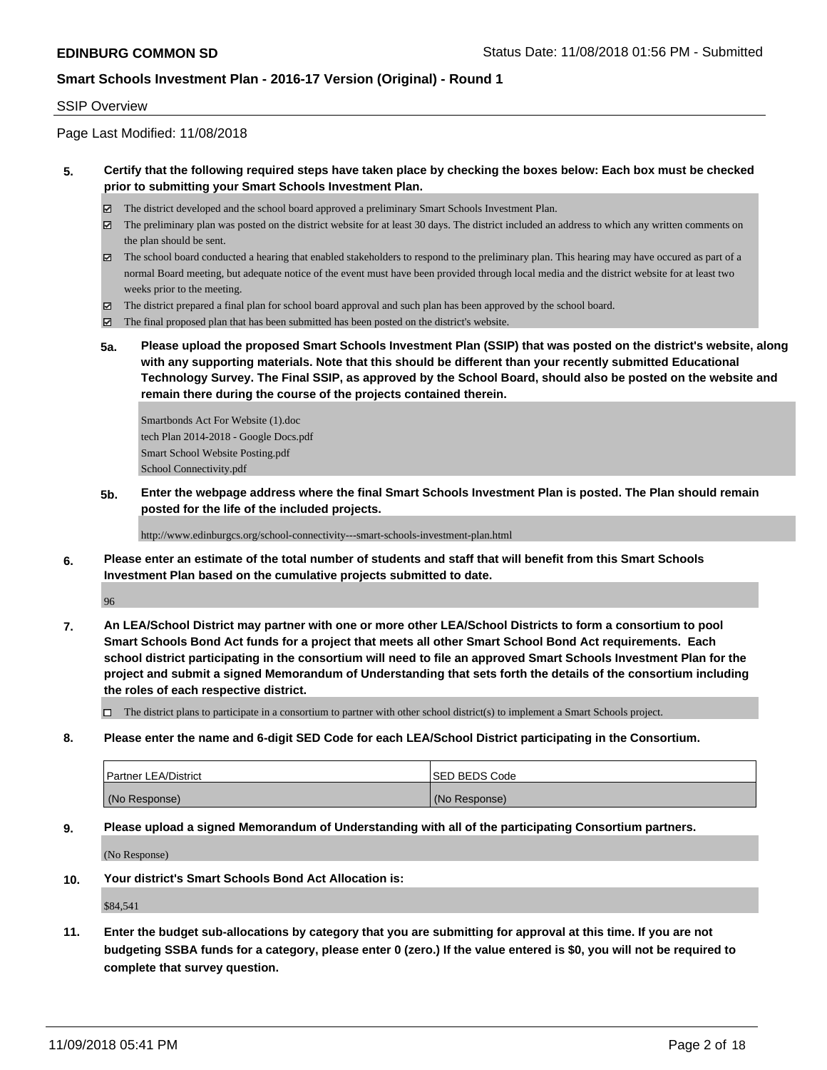**EDINBURG COMMON SD** Status Date: 11/08/2018 01:56 PM - Submitted

**Smart Schools Investment Plan - 2016-17 Version (Original) - Round 1**

SSIP Overview

Page Last Modified: 11/08/2018

**5. Certify that the following required steps have taken place by checking the boxes below: Each box must be checked prior to submitting your Smart Schools Investment Plan.**

- ☑ The district developed and the school board approved a preliminary Smart Schools Investment Plan.
- ☑ The preliminary plan was posted on the district website for at least 30 days. The district included an address to which any written comments on the plan should be sent.
- ☑ The school board conducted a hearing that enabled stakeholders to respond to the preliminary plan. This hearing may have occured as part of a normal Board meeting, but adequate notice of the event must have been provided through local media and the district website for at least two weeks prior to the meeting.
- ☑ The district prepared a final plan for school board approval and such plan has been approved by the school board.
- ☑ The final proposed plan that has been submitted has been posted on the district's website.

**5a. Please upload the proposed Smart Schools Investment Plan (SSIP) that was posted on the district's website, along with any supporting materials. Note that this should be different than your recently submitted Educational Technology Survey. The Final SSIP, as approved by the School Board, should also be posted on the website and remain there during the course of the projects contained therein.**

Smartbonds Act For Website (1).doc
tech Plan 2014-2018 - Google Docs.pdf
Smart School Website Posting.pdf
School Connectivity.pdf

**5b. Enter the webpage address where the final Smart Schools Investment Plan is posted. The Plan should remain posted for the life of the included projects.**

http://www.edinburgcs.org/school-connectivity---smart-schools-investment-plan.html

**6. Please enter an estimate of the total number of students and staff that will benefit from this Smart Schools Investment Plan based on the cumulative projects submitted to date.**

96

**7. An LEA/School District may partner with one or more other LEA/School Districts to form a consortium to pool Smart Schools Bond Act funds for a project that meets all other Smart School Bond Act requirements. Each school district participating in the consortium will need to file an approved Smart Schools Investment Plan for the project and submit a signed Memorandum of Understanding that sets forth the details of the consortium including the roles of each respective district.**

- ☐ The district plans to participate in a consortium to partner with other school district(s) to implement a Smart Schools project.

**8. Please enter the name and 6-digit SED Code for each LEA/School District participating in the Consortium.**

| Partner LEA/District | SED BEDS Code |
| --- | --- |
| (No Response) | (No Response) |

**9. Please upload a signed Memorandum of Understanding with all of the participating Consortium partners.**

(No Response)

**10. Your district's Smart Schools Bond Act Allocation is:**

$84,541

**11. Enter the budget sub-allocations by category that you are submitting for approval at this time. If you are not budgeting SSBA funds for a category, please enter 0 (zero.) If the value entered is $0, you will not be required to complete that survey question.**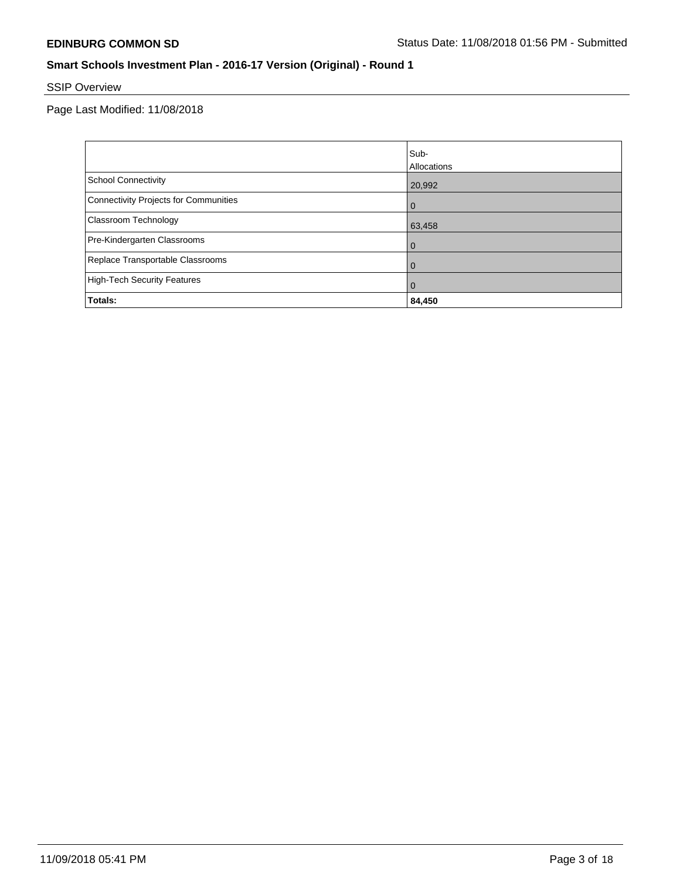## SSIP Overview

Page Last Modified: 11/08/2018

| | Sub-Allocations |
|---|---|
| School Connectivity | 20,992 |
| Connectivity Projects for Communities | 0 |
| Classroom Technology | 63,458 |
| Pre-Kindergarten Classrooms | 0 |
| Replace Transportable Classrooms | 0 |
| High-Tech Security Features | 0 |
| **Totals:** | **84,450** |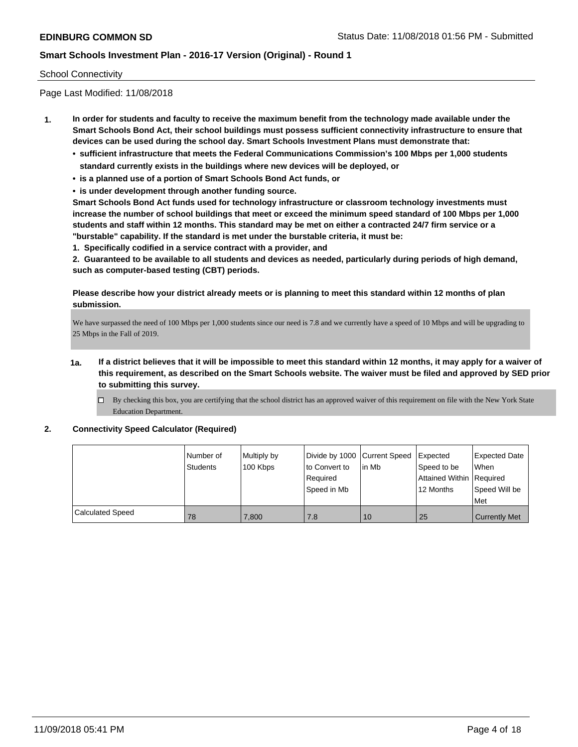School Connectivity

Page Last Modified: 11/08/2018

1. **In order for students and faculty to receive the maximum benefit from the technology made available under the Smart Schools Bond Act, their school buildings must possess sufficient connectivity infrastructure to ensure that devices can be used during the school day. Smart Schools Investment Plans must demonstrate that:**
   - **sufficient infrastructure that meets the Federal Communications Commission's 100 Mbps per 1,000 students standard currently exists in the buildings where new devices will be deployed, or**
   - **is a planned use of a portion of Smart Schools Bond Act funds, or**
   - **is under development through another funding source.**

   **Smart Schools Bond Act funds used for technology infrastructure or classroom technology investments must increase the number of school buildings that meet or exceed the minimum speed standard of 100 Mbps per 1,000 students and staff within 12 months. This standard may be met on either a contracted 24/7 firm service or a "burstable" capability. If the standard is met under the burstable criteria, it must be:**

   **1. Specifically codified in a service contract with a provider, and**

   **2. Guaranteed to be available to all students and devices as needed, particularly during periods of high demand, such as computer-based testing (CBT) periods.**

   **Please describe how your district already meets or is planning to meet this standard within 12 months of plan submission.**

   We have surpassed the need of 100 Mbps per 1,000 students since our need is 7.8 and we currently have a speed of 10 Mbps and will be upgrading to 25 Mbps in the Fall of 2019.

   **1a. If a district believes that it will be impossible to meet this standard within 12 months, it may apply for a waiver of this requirement, as described on the Smart Schools website. The waiver must be filed and approved by SED prior to submitting this survey.**

   ☐ By checking this box, you are certifying that the school district has an approved waiver of this requirement on file with the New York State Education Department.

2. **Connectivity Speed Calculator (Required)**

| | Number of Students | Multiply by 100 Kbps | Divide by 1000 to Convert to Required Speed in Mb | Current Speed in Mb | Expected Speed to be Attained Within 12 Months | Expected Date When Required Speed Will be Met |
|---|---|---|---|---|---|---|
| Calculated Speed | 78 | 7,800 | 7.8 | 10 | 25 | Currently Met |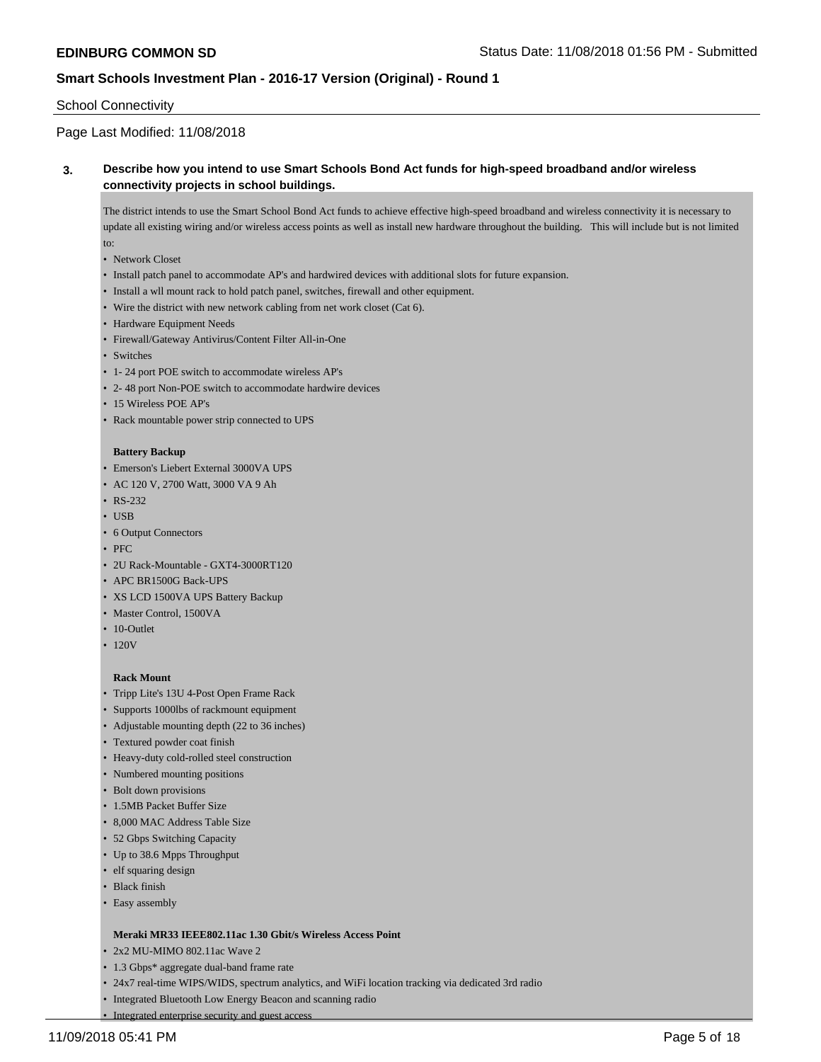School Connectivity

Page Last Modified: 11/08/2018

**3. Describe how you intend to use Smart Schools Bond Act funds for high-speed broadband and/or wireless connectivity projects in school buildings.**

The district intends to use the Smart School Bond Act funds to achieve effective high-speed broadband and wireless connectivity it is necessary to update all existing wiring and/or wireless access points as well as install new hardware throughout the building. This will include but is not limited to:

- Network Closet
- Install patch panel to accommodate AP's and hardwired devices with additional slots for future expansion.
- Install a wll mount rack to hold patch panel, switches, firewall and other equipment.
- Wire the district with new network cabling from net work closet (Cat 6).
- Hardware Equipment Needs
- Firewall/Gateway Antivirus/Content Filter All-in-One
- Switches
- 1- 24 port POE switch to accommodate wireless AP's
- 2- 48 port Non-POE switch to accommodate hardwire devices
- 15 Wireless POE AP's
- Rack mountable power strip connected to UPS

**Battery Backup**

- Emerson's Liebert External 3000VA UPS
- AC 120 V, 2700 Watt, 3000 VA 9 Ah
- RS-232
- USB
- 6 Output Connectors
- PFC
- 2U Rack-Mountable - GXT4-3000RT120
- APC BR1500G Back-UPS
- XS LCD 1500VA UPS Battery Backup
- Master Control, 1500VA
- 10-Outlet
- 120V

**Rack Mount**

- Tripp Lite's 13U 4-Post Open Frame Rack
- Supports 1000lbs of rackmount equipment
- Adjustable mounting depth (22 to 36 inches)
- Textured powder coat finish
- Heavy-duty cold-rolled steel construction
- Numbered mounting positions
- Bolt down provisions
- 1.5MB Packet Buffer Size
- 8,000 MAC Address Table Size
- 52 Gbps Switching Capacity
- Up to 38.6 Mpps Throughput
- elf squaring design
- Black finish
- Easy assembly

**Meraki MR33 IEEE802.11ac 1.30 Gbit/s Wireless Access Point**

- 2x2 MU-MIMO 802.11ac Wave 2
- 1.3 Gbps* aggregate dual-band frame rate
- 24x7 real-time WIPS/WIDS, spectrum analytics, and WiFi location tracking via dedicated 3rd radio
- Integrated Bluetooth Low Energy Beacon and scanning radio
- Integrated enterprise security and guest access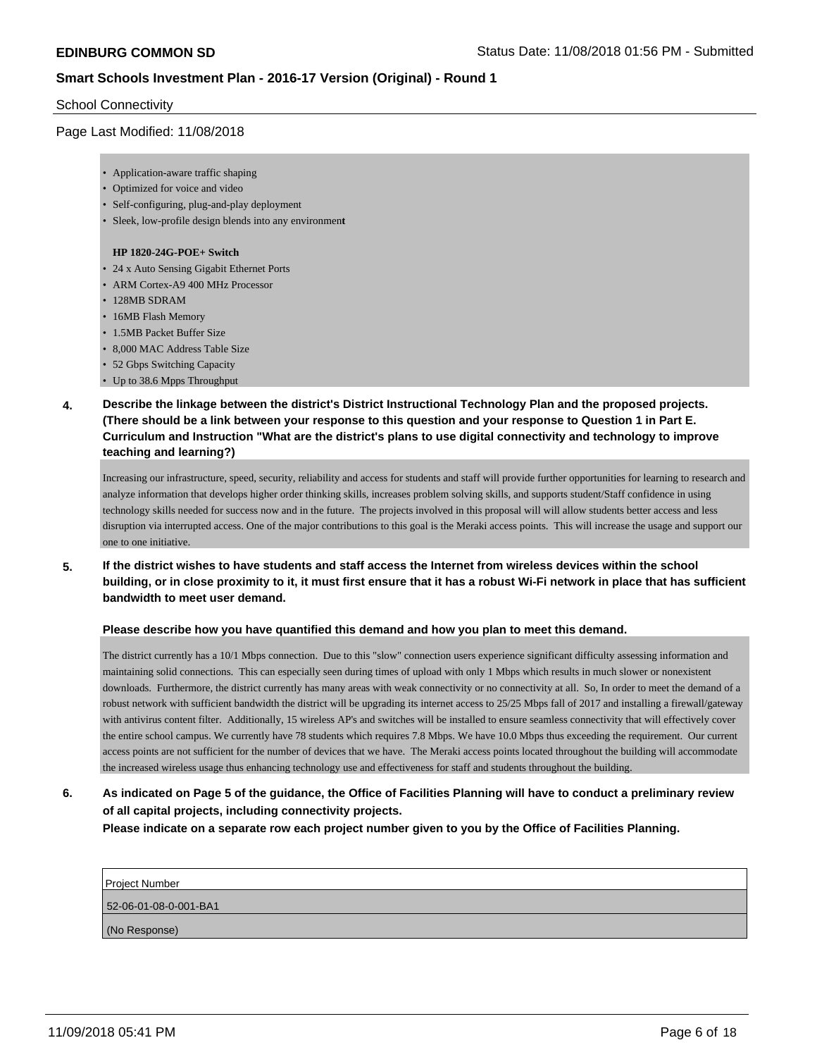- Application-aware traffic shaping
- Optimized for voice and video
- Self-configuring, plug-and-play deployment
- Sleek, low-profile design blends into any environment

**HP 1820-24G-POE+ Switch**

- 24 x Auto Sensing Gigabit Ethernet Ports
- ARM Cortex-A9 400 MHz Processor
- 128MB SDRAM
- 16MB Flash Memory
- 1.5MB Packet Buffer Size
- 8,000 MAC Address Table Size
- 52 Gbps Switching Capacity
- Up to 38.6 Mpps Throughput

**4. Describe the linkage between the district's District Instructional Technology Plan and the proposed projects. (There should be a link between your response to this question and your response to Question 1 in Part E. Curriculum and Instruction "What are the district's plans to use digital connectivity and technology to improve teaching and learning?)**

Increasing our infrastructure, speed, security, reliability and access for students and staff will provide further opportunities for learning to research and analyze information that develops higher order thinking skills, increases problem solving skills, and supports student/Staff confidence in using technology skills needed for success now and in the future. The projects involved in this proposal will will allow students better access and less disruption via interrupted access. One of the major contributions to this goal is the Meraki access points. This will increase the usage and support our one to one initiative.

**5. If the district wishes to have students and staff access the Internet from wireless devices within the school building, or in close proximity to it, it must first ensure that it has a robust Wi-Fi network in place that has sufficient bandwidth to meet user demand.**

**Please describe how you have quantified this demand and how you plan to meet this demand.**

The district currently has a 10/1 Mbps connection. Due to this "slow" connection users experience significant difficulty assessing information and maintaining solid connections. This can especially seen during times of upload with only 1 Mbps which results in much slower or nonexistent downloads. Furthermore, the district currently has many areas with weak connectivity or no connectivity at all. So, In order to meet the demand of a robust network with sufficient bandwidth the district will be upgrading its internet access to 25/25 Mbps fall of 2017 and installing a firewall/gateway with antivirus content filter. Additionally, 15 wireless AP's and switches will be installed to ensure seamless connectivity that will effectively cover the entire school campus. We currently have 78 students which requires 7.8 Mbps. We have 10.0 Mbps thus exceeding the requirement. Our current access points are not sufficient for the number of devices that we have. The Meraki access points located throughout the building will accommodate the increased wireless usage thus enhancing technology use and effectiveness for staff and students throughout the building.

**6. As indicated on Page 5 of the guidance, the Office of Facilities Planning will have to conduct a preliminary review of all capital projects, including connectivity projects.**
**Please indicate on a separate row each project number given to you by the Office of Facilities Planning.**

| Project Number |
|---|
| 52-06-01-08-0-001-BA1 |
| (No Response) |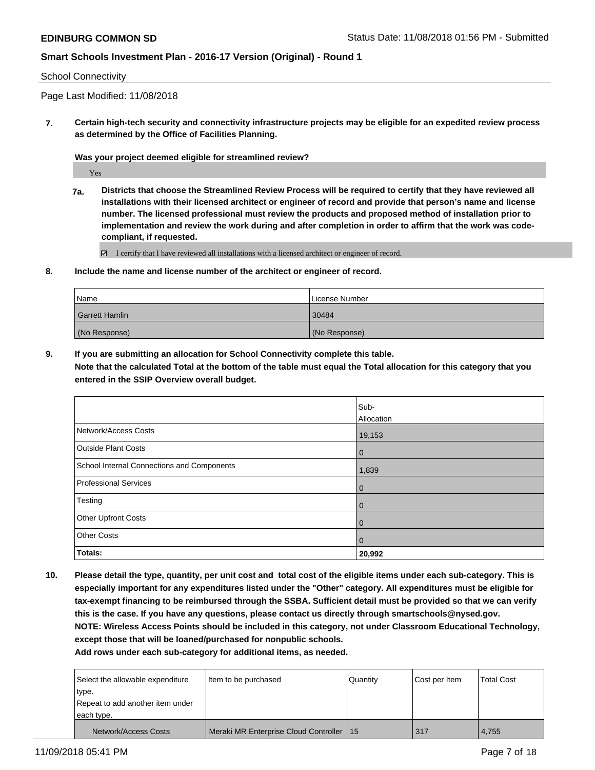School Connectivity

Page Last Modified: 11/08/2018

**7. Certain high-tech security and connectivity infrastructure projects may be eligible for an expedited review process as determined by the Office of Facilities Planning.**

**Was your project deemed eligible for streamlined review?**

Yes

**7a. Districts that choose the Streamlined Review Process will be required to certify that they have reviewed all installations with their licensed architect or engineer of record and provide that person's name and license number. The licensed professional must review the products and proposed method of installation prior to implementation and review the work during and after completion in order to affirm that the work was code-compliant, if requested.**

☑ I certify that I have reviewed all installations with a licensed architect or engineer of record.

**8. Include the name and license number of the architect or engineer of record.**

| Name | License Number |
|---|---|
| Garrett Hamlin | 30484 |
| (No Response) | (No Response) |

**9. If you are submitting an allocation for School Connectivity complete this table.**
**Note that the calculated Total at the bottom of the table must equal the Total allocation for this category that you entered in the SSIP Overview overall budget.**

| | Sub-Allocation |
|---|---|
| Network/Access Costs | 19,153 |
| Outside Plant Costs | 0 |
| School Internal Connections and Components | 1,839 |
| Professional Services | 0 |
| Testing | 0 |
| Other Upfront Costs | 0 |
| Other Costs | 0 |
| **Totals:** | **20,992** |

**10. Please detail the type, quantity, per unit cost and total cost of the eligible items under each sub-category. This is especially important for any expenditures listed under the "Other" category. All expenditures must be eligible for tax-exempt financing to be reimbursed through the SSBA. Sufficient detail must be provided so that we can verify this is the case. If you have any questions, please contact us directly through smartschools@nysed.gov.**
**NOTE: Wireless Access Points should be included in this category, not under Classroom Educational Technology, except those that will be loaned/purchased for nonpublic schools.**
**Add rows under each sub-category for additional items, as needed.**

| Select the allowable expenditure type. Repeat to add another item under each type. | Item to be purchased | Quantity | Cost per Item | Total Cost |
|---|---|---|---|---|
| Network/Access Costs | Meraki MR Enterprise Cloud Controller | 15 | 317 | 4,755 |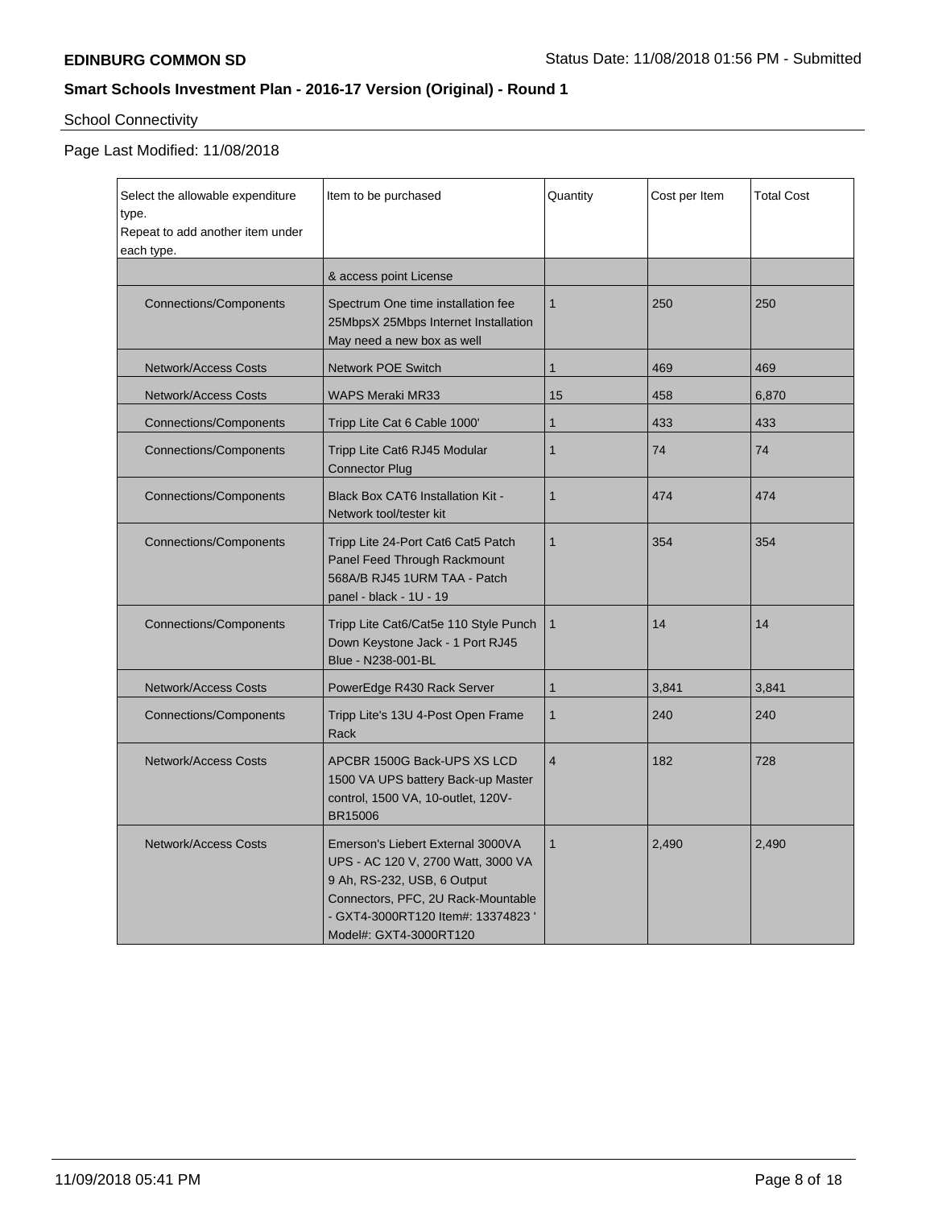**EDINBURG COMMON SD** Status Date: 11/08/2018 01:56 PM - Submitted

**Smart Schools Investment Plan - 2016-17 Version (Original) - Round 1**

School Connectivity

Page Last Modified: 11/08/2018

| Select the allowable expenditure type. Repeat to add another item under each type. | Item to be purchased | Quantity | Cost per Item | Total Cost |
|---|---|---|---|---|
| | & access point License | | | |
| Connections/Components | Spectrum One time installation fee 25MbpsX 25Mbps Internet Installation May need a new box as well | 1 | 250 | 250 |
| Network/Access Costs | Network POE Switch | 1 | 469 | 469 |
| Network/Access Costs | WAPS Meraki MR33 | 15 | 458 | 6,870 |
| Connections/Components | Tripp Lite Cat 6 Cable 1000' | 1 | 433 | 433 |
| Connections/Components | Tripp Lite Cat6 RJ45 Modular Connector Plug | 1 | 74 | 74 |
| Connections/Components | Black Box CAT6 Installation Kit - Network tool/tester kit | 1 | 474 | 474 |
| Connections/Components | Tripp Lite 24-Port Cat6 Cat5 Patch Panel Feed Through Rackmount 568A/B RJ45 1URM TAA - Patch panel - black - 1U - 19 | 1 | 354 | 354 |
| Connections/Components | Tripp Lite Cat6/Cat5e 110 Style Punch Down Keystone Jack - 1 Port RJ45 Blue - N238-001-BL | 1 | 14 | 14 |
| Network/Access Costs | PowerEdge R430 Rack Server | 1 | 3,841 | 3,841 |
| Connections/Components | Tripp Lite's 13U 4-Post Open Frame Rack | 1 | 240 | 240 |
| Network/Access Costs | APCBR 1500G Back-UPS XS LCD 1500 VA UPS battery Back-up Master control, 1500 VA, 10-outlet, 120V-BR15006 | 4 | 182 | 728 |
| Network/Access Costs | Emerson's Liebert External 3000VA UPS - AC 120 V, 2700 Watt, 3000 VA 9 Ah, RS-232, USB, 6 Output Connectors, PFC, 2U Rack-Mountable - GXT4-3000RT120 Item#: 13374823 ' Model#: GXT4-3000RT120 | 1 | 2,490 | 2,490 |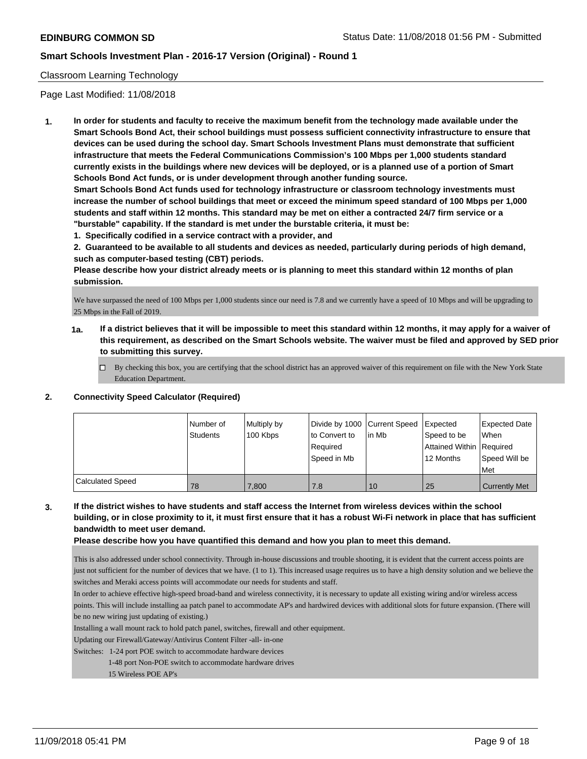**EDINBURG COMMON SD** Status Date: 11/08/2018 01:56 PM - Submitted

**Smart Schools Investment Plan - 2016-17 Version (Original) - Round 1**

Classroom Learning Technology

Page Last Modified: 11/08/2018

**1. In order for students and faculty to receive the maximum benefit from the technology made available under the Smart Schools Bond Act, their school buildings must possess sufficient connectivity infrastructure to ensure that devices can be used during the school day. Smart Schools Investment Plans must demonstrate that sufficient infrastructure that meets the Federal Communications Commission's 100 Mbps per 1,000 students standard currently exists in the buildings where new devices will be deployed, or is a planned use of a portion of Smart Schools Bond Act funds, or is under development through another funding source.**

**Smart Schools Bond Act funds used for technology infrastructure or classroom technology investments must increase the number of school buildings that meet or exceed the minimum speed standard of 100 Mbps per 1,000 students and staff within 12 months. This standard may be met on either a contracted 24/7 firm service or a "burstable" capability. If the standard is met under the burstable criteria, it must be:**

**1. Specifically codified in a service contract with a provider, and**

**2. Guaranteed to be available to all students and devices as needed, particularly during periods of high demand, such as computer-based testing (CBT) periods.**

**Please describe how your district already meets or is planning to meet this standard within 12 months of plan submission.**

We have surpassed the need of 100 Mbps per 1,000 students since our need is 7.8 and we currently have a speed of 10 Mbps and will be upgrading to 25 Mbps in the Fall of 2019.

**1a. If a district believes that it will be impossible to meet this standard within 12 months, it may apply for a waiver of this requirement, as described on the Smart Schools website. The waiver must be filed and approved by SED prior to submitting this survey.**

- ☐ By checking this box, you are certifying that the school district has an approved waiver of this requirement on file with the New York State Education Department.

**2. Connectivity Speed Calculator (Required)**

| | Number of Students | Multiply by 100 Kbps | Divide by 1000 to Convert to Required Speed in Mb | Current Speed in Mb | Expected Speed to be Attained Within 12 Months | Expected Date When Required Speed Will be Met |
|---|---|---|---|---|---|---|
| Calculated Speed | 78 | 7,800 | 7.8 | 10 | 25 | Currently Met |

**3. If the district wishes to have students and staff access the Internet from wireless devices within the school building, or in close proximity to it, it must first ensure that it has a robust Wi-Fi network in place that has sufficient bandwidth to meet user demand.**

**Please describe how you have quantified this demand and how you plan to meet this demand.**

This is also addressed under school connectivity. Through in-house discussions and trouble shooting, it is evident that the current access points are just not sufficient for the number of devices that we have. (1 to 1). This increased usage requires us to have a high density solution and we believe the switches and Meraki access points will accommodate our needs for students and staff.

In order to achieve effective high-speed broad-band and wireless connectivity, it is necessary to update all existing wiring and/or wireless access points. This will include installing aa patch panel to accommodate AP's and hardwired devices with additional slots for future expansion. (There will be no new wiring just updating of existing.)

Installing a wall mount rack to hold patch panel, switches, firewall and other equipment.

Updating our Firewall/Gateway/Antivirus Content Filter -all- in-one

Switches: 1-24 port POE switch to accommodate hardware devices

1-48 port Non-POE switch to accommodate hardware drives

15 Wireless POE AP's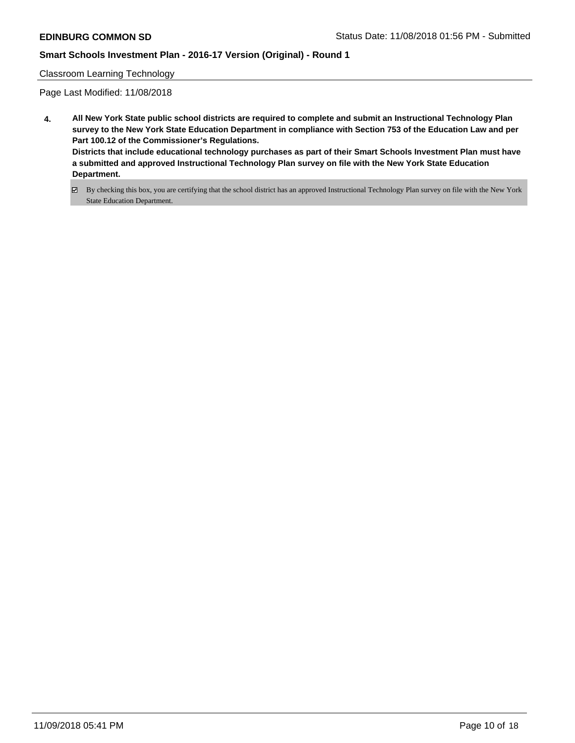Classroom Learning Technology

Page Last Modified: 11/08/2018

**4. All New York State public school districts are required to complete and submit an Instructional Technology Plan survey to the New York State Education Department in compliance with Section 753 of the Education Law and per Part 100.12 of the Commissioner's Regulations.**
**Districts that include educational technology purchases as part of their Smart Schools Investment Plan must have a submitted and approved Instructional Technology Plan survey on file with the New York State Education Department.**

☑ By checking this box, you are certifying that the school district has an approved Instructional Technology Plan survey on file with the New York State Education Department.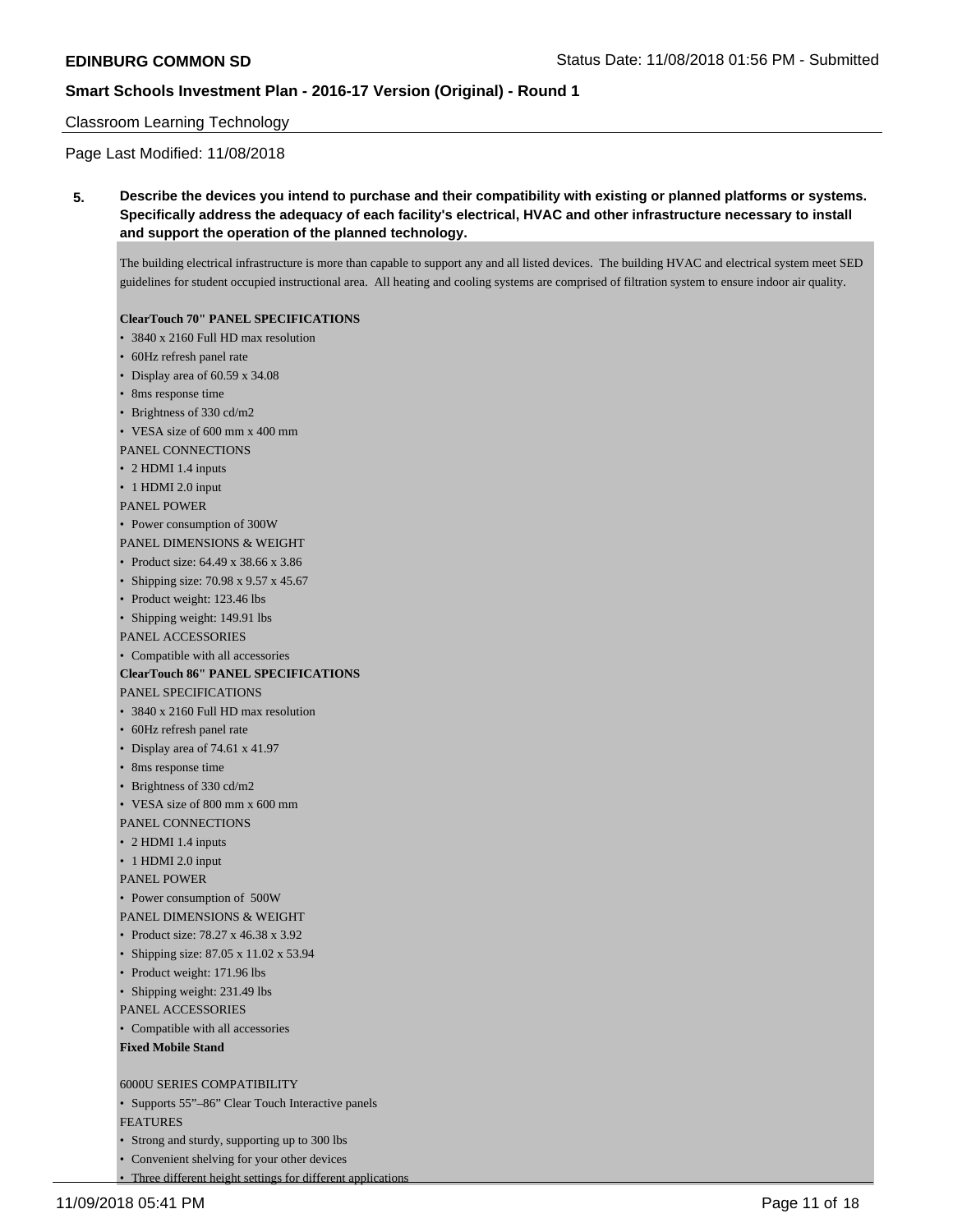Classroom Learning Technology

Page Last Modified: 11/08/2018

**5. Describe the devices you intend to purchase and their compatibility with existing or planned platforms or systems. Specifically address the adequacy of each facility's electrical, HVAC and other infrastructure necessary to install and support the operation of the planned technology.**

The building electrical infrastructure is more than capable to support any and all listed devices. The building HVAC and electrical system meet SED guidelines for student occupied instructional area. All heating and cooling systems are comprised of filtration system to ensure indoor air quality.

**ClearTouch 70" PANEL SPECIFICATIONS**

- 3840 x 2160 Full HD max resolution
- 60Hz refresh panel rate
- Display area of 60.59 x 34.08
- 8ms response time
- Brightness of 330 cd/m2
- VESA size of 600 mm x 400 mm

PANEL CONNECTIONS

- 2 HDMI 1.4 inputs
- 1 HDMI 2.0 input

PANEL POWER

- Power consumption of 300W

PANEL DIMENSIONS & WEIGHT

- Product size: 64.49 x 38.66 x 3.86
- Shipping size: 70.98 x 9.57 x 45.67
- Product weight: 123.46 lbs
- Shipping weight: 149.91 lbs

PANEL ACCESSORIES

- Compatible with all accessories

**ClearTouch 86" PANEL SPECIFICATIONS**

PANEL SPECIFICATIONS

- 3840 x 2160 Full HD max resolution
- 60Hz refresh panel rate
- Display area of 74.61 x 41.97
- 8ms response time
- Brightness of 330 cd/m2
- VESA size of 800 mm x 600 mm

PANEL CONNECTIONS

- 2 HDMI 1.4 inputs
- 1 HDMI 2.0 input

PANEL POWER

- Power consumption of 500W

PANEL DIMENSIONS & WEIGHT

- Product size: 78.27 x 46.38 x 3.92
- Shipping size: 87.05 x 11.02 x 53.94
- Product weight: 171.96 lbs
- Shipping weight: 231.49 lbs

PANEL ACCESSORIES

- Compatible with all accessories

**Fixed Mobile Stand**

6000U SERIES COMPATIBILITY

- Supports 55"–86" Clear Touch Interactive panels

FEATURES

- Strong and sturdy, supporting up to 300 lbs
- Convenient shelving for your other devices
- Three different height settings for different applications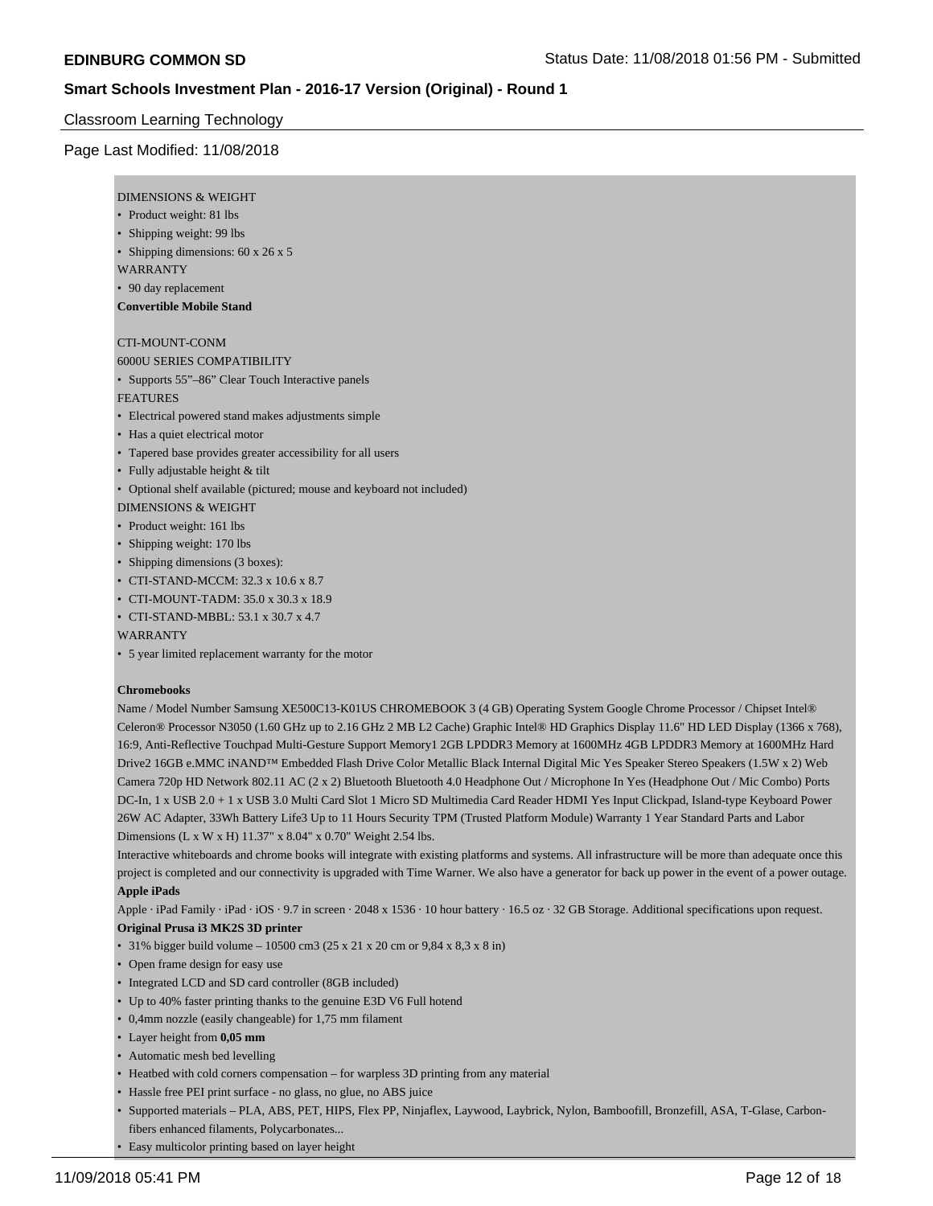DIMENSIONS & WEIGHT

- Product weight: 81 lbs
- Shipping weight: 99 lbs
- Shipping dimensions: 60 x 26 x 5

WARRANTY

- 90 day replacement

**Convertible Mobile Stand**

CTI-MOUNT-CONM

6000U SERIES COMPATIBILITY

- Supports 55”–86” Clear Touch Interactive panels

FEATURES

- Electrical powered stand makes adjustments simple
- Has a quiet electrical motor
- Tapered base provides greater accessibility for all users
- Fully adjustable height & tilt
- Optional shelf available (pictured; mouse and keyboard not included)

DIMENSIONS & WEIGHT

- Product weight: 161 lbs
- Shipping weight: 170 lbs
- Shipping dimensions (3 boxes):
- CTI-STAND-MCCM: 32.3 x 10.6 x 8.7
- CTI-MOUNT-TADM: 35.0 x 30.3 x 18.9
- CTI-STAND-MBBL: 53.1 x 30.7 x 4.7

WARRANTY

- 5 year limited replacement warranty for the motor

**Chromebooks**

Name / Model Number Samsung XE500C13-K01US CHROMEBOOK 3 (4 GB) Operating System Google Chrome Processor / Chipset Intel® Celeron® Processor N3050 (1.60 GHz up to 2.16 GHz 2 MB L2 Cache) Graphic Intel® HD Graphics Display 11.6" HD LED Display (1366 x 768), 16:9, Anti-Reflective Touchpad Multi-Gesture Support Memory1 2GB LPDDR3 Memory at 1600MHz 4GB LPDDR3 Memory at 1600MHz Hard Drive2 16GB e.MMC iNAND™ Embedded Flash Drive Color Metallic Black Internal Digital Mic Yes Speaker Stereo Speakers (1.5W x 2) Web Camera 720p HD Network 802.11 AC (2 x 2) Bluetooth Bluetooth 4.0 Headphone Out / Microphone In Yes (Headphone Out / Mic Combo) Ports DC-In, 1 x USB 2.0 + 1 x USB 3.0 Multi Card Slot 1 Micro SD Multimedia Card Reader HDMI Yes Input Clickpad, Island-type Keyboard Power 26W AC Adapter, 33Wh Battery Life3 Up to 11 Hours Security TPM (Trusted Platform Module) Warranty 1 Year Standard Parts and Labor Dimensions (L x W x H) 11.37" x 8.04" x 0.70" Weight 2.54 lbs.

Interactive whiteboards and chrome books will integrate with existing platforms and systems. All infrastructure will be more than adequate once this project is completed and our connectivity is upgraded with Time Warner. We also have a generator for back up power in the event of a power outage.

**Apple iPads**

Apple · iPad Family · iPad · iOS · 9.7 in screen · 2048 x 1536 · 10 hour battery · 16.5 oz · 32 GB Storage. Additional specifications upon request.

**Original Prusa i3 MK2S 3D printer**

- 31% bigger build volume – 10500 cm3 (25 x 21 x 20 cm or 9,84 x 8,3 x 8 in)
- Open frame design for easy use
- Integrated LCD and SD card controller (8GB included)
- Up to 40% faster printing thanks to the genuine E3D V6 Full hotend
- 0,4mm nozzle (easily changeable) for 1,75 mm filament
- Layer height from **0,05 mm**
- Automatic mesh bed levelling
- Heatbed with cold corners compensation – for warpless 3D printing from any material
- Hassle free PEI print surface - no glass, no glue, no ABS juice
- Supported materials – PLA, ABS, PET, HIPS, Flex PP, Ninjaflex, Laywood, Laybrick, Nylon, Bamboofill, Bronzefill, ASA, T-Glase, Carbon-fibers enhanced filaments, Polycarbonates...
- Easy multicolor printing based on layer height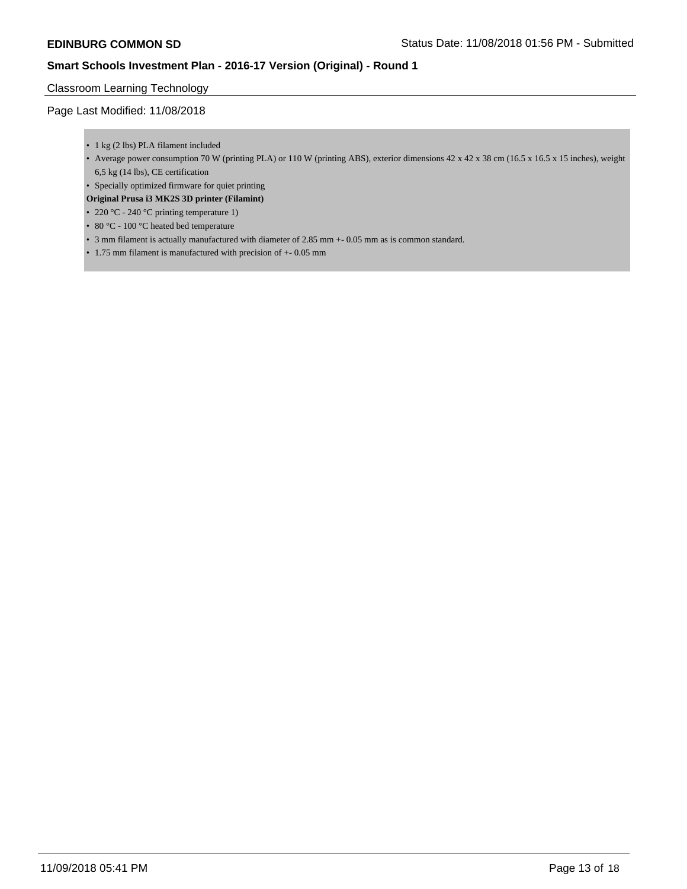Classroom Learning Technology

Page Last Modified: 11/08/2018

- 1 kg (2 lbs) PLA filament included
- Average power consumption 70 W (printing PLA) or 110 W (printing ABS), exterior dimensions 42 x 42 x 38 cm (16.5 x 16.5 x 15 inches), weight 6,5 kg (14 lbs), CE certification
- Specially optimized firmware for quiet printing

**Original Prusa i3 MK2S 3D printer (Filamint)**

- 220 °C - 240 °C printing temperature 1)
- 80 °C - 100 °C heated bed temperature
- 3 mm filament is actually manufactured with diameter of 2.85 mm +- 0.05 mm as is common standard.
- 1.75 mm filament is manufactured with precision of +- 0.05 mm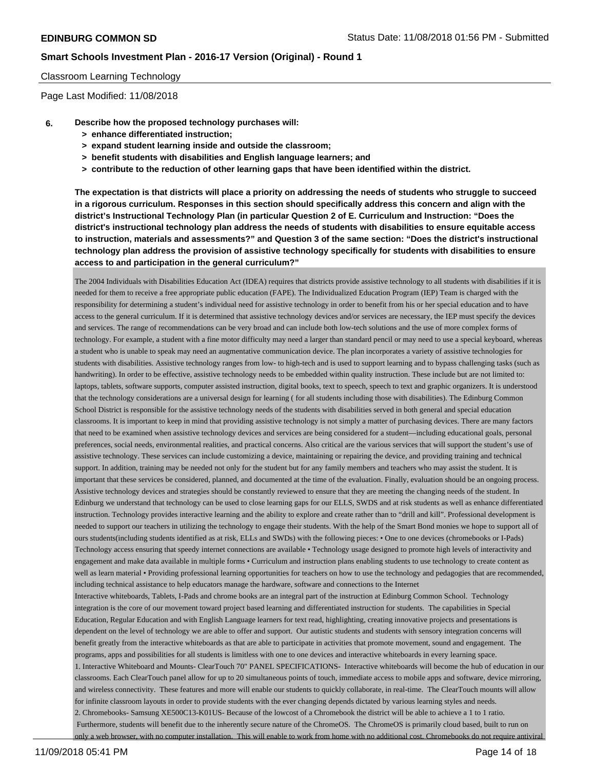Classroom Learning Technology

Page Last Modified: 11/08/2018

**6. Describe how the proposed technology purchases will:**
- **> enhance differentiated instruction;**
- **> expand student learning inside and outside the classroom;**
- **> benefit students with disabilities and English language learners; and**
- **> contribute to the reduction of other learning gaps that have been identified within the district.**

**The expectation is that districts will place a priority on addressing the needs of students who struggle to succeed in a rigorous curriculum. Responses in this section should specifically address this concern and align with the district's Instructional Technology Plan (in particular Question 2 of E. Curriculum and Instruction: "Does the district's instructional technology plan address the needs of students with disabilities to ensure equitable access to instruction, materials and assessments?" and Question 3 of the same section: "Does the district's instructional technology plan address the provision of assistive technology specifically for students with disabilities to ensure access to and participation in the general curriculum?"**

The 2004 Individuals with Disabilities Education Act (IDEA) requires that districts provide assistive technology to all students with disabilities if it is needed for them to receive a free appropriate public education (FAPE). The Individualized Education Program (IEP) Team is charged with the responsibility for determining a student's individual need for assistive technology in order to benefit from his or her special education and to have access to the general curriculum. If it is determined that assistive technology devices and/or services are necessary, the IEP must specify the devices and services. The range of recommendations can be very broad and can include both low-tech solutions and the use of more complex forms of technology. For example, a student with a fine motor difficulty may need a larger than standard pencil or may need to use a special keyboard, whereas a student who is unable to speak may need an augmentative communication device. The plan incorporates a variety of assistive technologies for students with disabilities. Assistive technology ranges from low- to high-tech and is used to support learning and to bypass challenging tasks (such as handwriting). In order to be effective, assistive technology needs to be embedded within quality instruction. These include but are not limited to: laptops, tablets, software supports, computer assisted instruction, digital books, text to speech, speech to text and graphic organizers. It is understood that the technology considerations are a universal design for learning ( for all students including those with disabilities). The Edinburg Common School District is responsible for the assistive technology needs of the students with disabilities served in both general and special education classrooms. It is important to keep in mind that providing assistive technology is not simply a matter of purchasing devices. There are many factors that need to be examined when assistive technology devices and services are being considered for a student—including educational goals, personal preferences, social needs, environmental realities, and practical concerns. Also critical are the various services that will support the student's use of assistive technology. These services can include customizing a device, maintaining or repairing the device, and providing training and technical support. In addition, training may be needed not only for the student but for any family members and teachers who may assist the student. It is important that these services be considered, planned, and documented at the time of the evaluation. Finally, evaluation should be an ongoing process. Assistive technology devices and strategies should be constantly reviewed to ensure that they are meeting the changing needs of the student. In Edinburg we understand that technology can be used to close learning gaps for our ELLS, SWDS and at risk students as well as enhance differentiated instruction. Technology provides interactive learning and the ability to explore and create rather than to "drill and kill". Professional development is needed to support our teachers in utilizing the technology to engage their students. With the help of the Smart Bond monies we hope to support all of ours students(including students identified as at risk, ELLs and SWDs) with the following pieces: • One to one devices (chromebooks or I-Pads) Technology access ensuring that speedy internet connections are available • Technology usage designed to promote high levels of interactivity and engagement and make data available in multiple forms • Curriculum and instruction plans enabling students to use technology to create content as well as learn material • Providing professional learning opportunities for teachers on how to use the technology and pedagogies that are recommended, including technical assistance to help educators manage the hardware, software and connections to the Internet

Interactive whiteboards, Tablets, I-Pads and chrome books are an integral part of the instruction at Edinburg Common School. Technology integration is the core of our movement toward project based learning and differentiated instruction for students. The capabilities in Special Education, Regular Education and with English Language learners for text read, highlighting, creating innovative projects and presentations is dependent on the level of technology we are able to offer and support. Our autistic students and students with sensory integration concerns will benefit greatly from the interactive whiteboards as that are able to participate in activities that promote movement, sound and engagement. The programs, apps and possibilities for all students is limitless with one to one devices and interactive whiteboards in every learning space.

1. Interactive Whiteboard and Mounts- ClearTouch 70" PANEL SPECIFICATIONS- Interactive whiteboards will become the hub of education in our classrooms. Each ClearTouch panel allow for up to 20 simultaneous points of touch, immediate access to mobile apps and software, device mirroring, and wireless connectivity. These features and more will enable our students to quickly collaborate, in real-time. The ClearTouch mounts will allow for infinite classroom layouts in order to provide students with the ever changing depends dictated by various learning styles and needs.

2. Chromebooks- Samsung XE500C13-K01US- Because of the lowcost of a Chromebook the district will be able to achieve a 1 to 1 ratio. Furthermore, students will benefit due to the inherently secure nature of the ChromeOS. The ChromeOS is primarily cloud based, built to run on only a web browser, with no computer installation. This will enable to work from home with no additional cost. Chromebooks do not require antiviral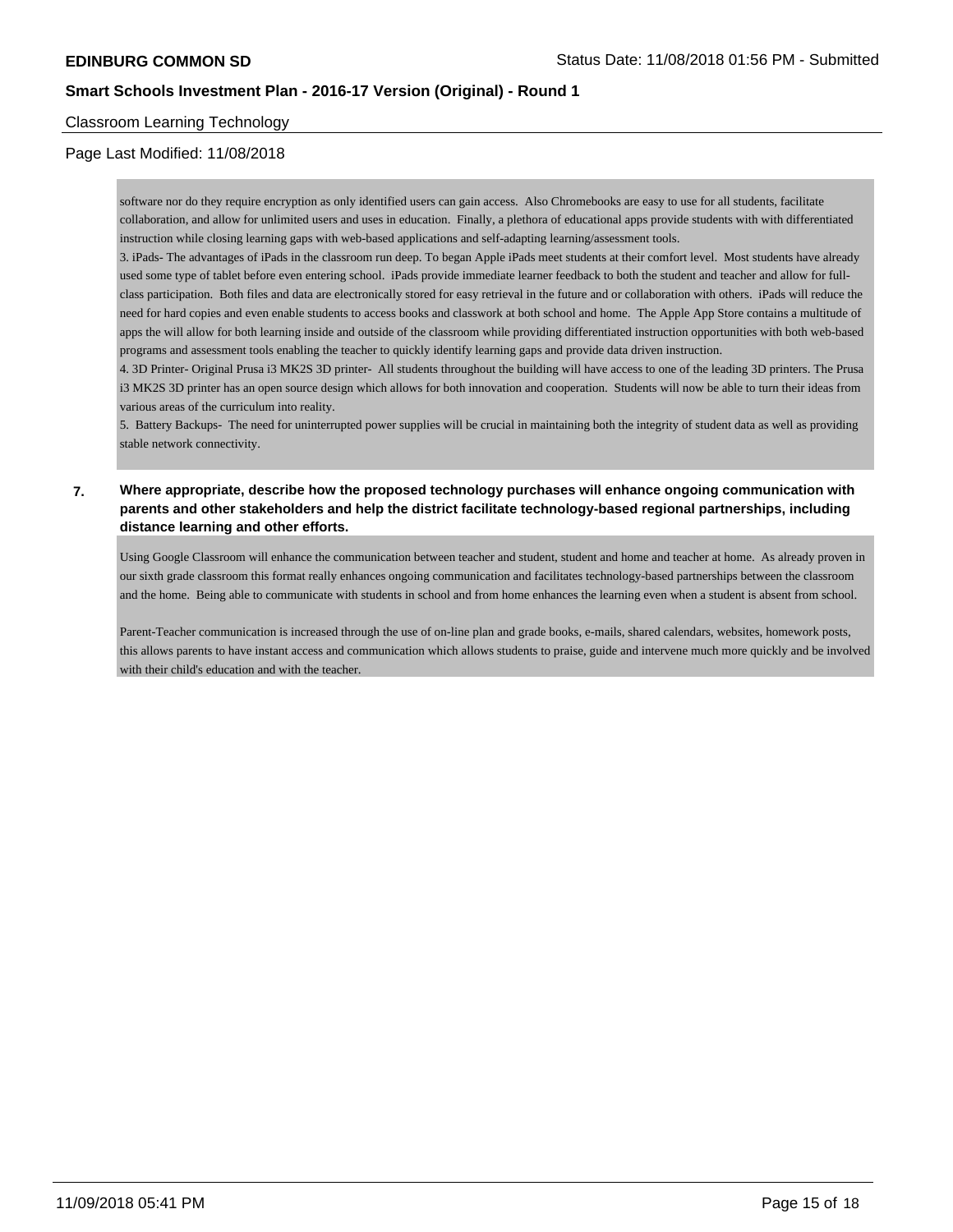Classroom Learning Technology

Page Last Modified: 11/08/2018

software nor do they require encryption as only identified users can gain access. Also Chromebooks are easy to use for all students, facilitate collaboration, and allow for unlimited users and uses in education. Finally, a plethora of educational apps provide students with with differentiated instruction while closing learning gaps with web-based applications and self-adapting learning/assessment tools.

3. iPads- The advantages of iPads in the classroom run deep. To began Apple iPads meet students at their comfort level. Most students have already used some type of tablet before even entering school. iPads provide immediate learner feedback to both the student and teacher and allow for full-class participation. Both files and data are electronically stored for easy retrieval in the future and or collaboration with others. iPads will reduce the need for hard copies and even enable students to access books and classwork at both school and home. The Apple App Store contains a multitude of apps the will allow for both learning inside and outside of the classroom while providing differentiated instruction opportunities with both web-based programs and assessment tools enabling the teacher to quickly identify learning gaps and provide data driven instruction.

4. 3D Printer- Original Prusa i3 MK2S 3D printer- All students throughout the building will have access to one of the leading 3D printers. The Prusa i3 MK2S 3D printer has an open source design which allows for both innovation and cooperation. Students will now be able to turn their ideas from various areas of the curriculum into reality.

5. Battery Backups- The need for uninterrupted power supplies will be crucial in maintaining both the integrity of student data as well as providing stable network connectivity.

**7. Where appropriate, describe how the proposed technology purchases will enhance ongoing communication with parents and other stakeholders and help the district facilitate technology-based regional partnerships, including distance learning and other efforts.**

Using Google Classroom will enhance the communication between teacher and student, student and home and teacher at home. As already proven in our sixth grade classroom this format really enhances ongoing communication and facilitates technology-based partnerships between the classroom and the home. Being able to communicate with students in school and from home enhances the learning even when a student is absent from school.

Parent-Teacher communication is increased through the use of on-line plan and grade books, e-mails, shared calendars, websites, homework posts, this allows parents to have instant access and communication which allows students to praise, guide and intervene much more quickly and be involved with their child's education and with the teacher.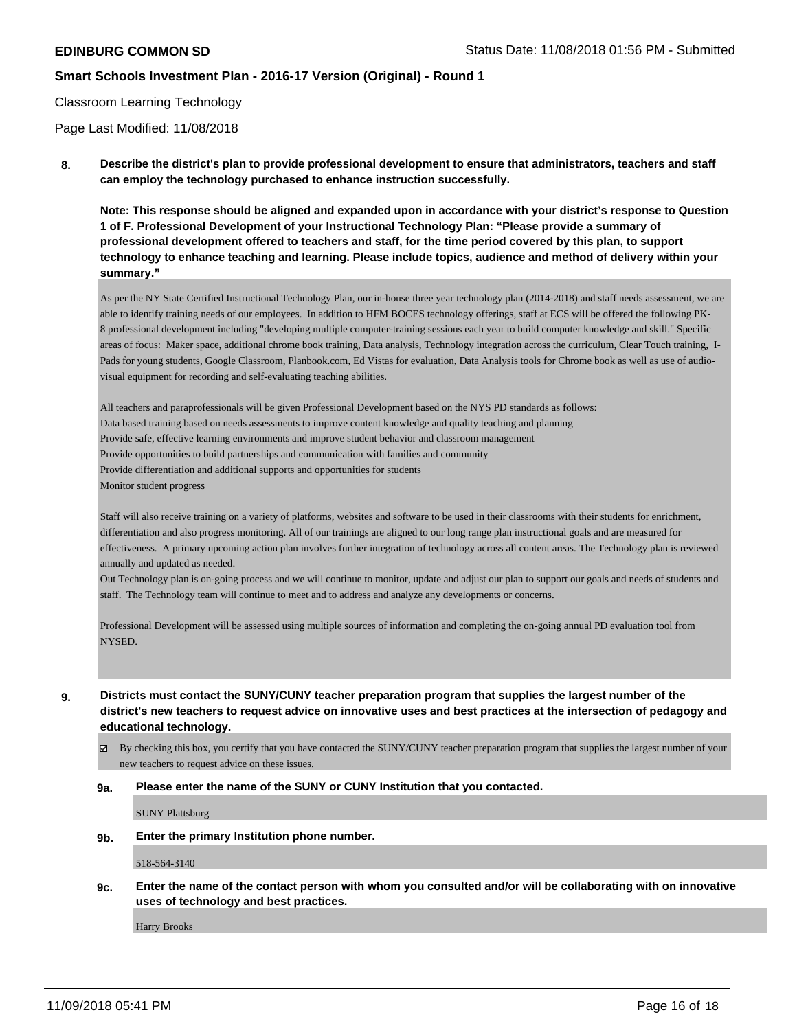**EDINBURG COMMON SD** Status Date: 11/08/2018 01:56 PM - Submitted

**Smart Schools Investment Plan - 2016-17 Version (Original) - Round 1**

Classroom Learning Technology

Page Last Modified: 11/08/2018

**8. Describe the district's plan to provide professional development to ensure that administrators, teachers and staff can employ the technology purchased to enhance instruction successfully.**

**Note: This response should be aligned and expanded upon in accordance with your district's response to Question 1 of F. Professional Development of your Instructional Technology Plan: "Please provide a summary of professional development offered to teachers and staff, for the time period covered by this plan, to support technology to enhance teaching and learning. Please include topics, audience and method of delivery within your summary."**

As per the NY State Certified Instructional Technology Plan, our in-house three year technology plan (2014-2018) and staff needs assessment, we are able to identify training needs of our employees. In addition to HFM BOCES technology offerings, staff at ECS will be offered the following PK-8 professional development including "developing multiple computer-training sessions each year to build computer knowledge and skill." Specific areas of focus: Maker space, additional chrome book training, Data analysis, Technology integration across the curriculum, Clear Touch training, I-Pads for young students, Google Classroom, Planbook.com, Ed Vistas for evaluation, Data Analysis tools for Chrome book as well as use of audio-visual equipment for recording and self-evaluating teaching abilities.

All teachers and paraprofessionals will be given Professional Development based on the NYS PD standards as follows:
Data based training based on needs assessments to improve content knowledge and quality teaching and planning
Provide safe, effective learning environments and improve student behavior and classroom management
Provide opportunities to build partnerships and communication with families and community
Provide differentiation and additional supports and opportunities for students
Monitor student progress

Staff will also receive training on a variety of platforms, websites and software to be used in their classrooms with their students for enrichment, differentiation and also progress monitoring. All of our trainings are aligned to our long range plan instructional goals and are measured for effectiveness. A primary upcoming action plan involves further integration of technology across all content areas. The Technology plan is reviewed annually and updated as needed.
Out Technology plan is on-going process and we will continue to monitor, update and adjust our plan to support our goals and needs of students and staff. The Technology team will continue to meet and to address and analyze any developments or concerns.

Professional Development will be assessed using multiple sources of information and completing the on-going annual PD evaluation tool from NYSED.

**9. Districts must contact the SUNY/CUNY teacher preparation program that supplies the largest number of the district's new teachers to request advice on innovative uses and best practices at the intersection of pedagogy and educational technology.**

☑ By checking this box, you certify that you have contacted the SUNY/CUNY teacher preparation program that supplies the largest number of your new teachers to request advice on these issues.

**9a. Please enter the name of the SUNY or CUNY Institution that you contacted.**

SUNY Plattsburg

**9b. Enter the primary Institution phone number.**

518-564-3140

**9c. Enter the name of the contact person with whom you consulted and/or will be collaborating with on innovative uses of technology and best practices.**

Harry Brooks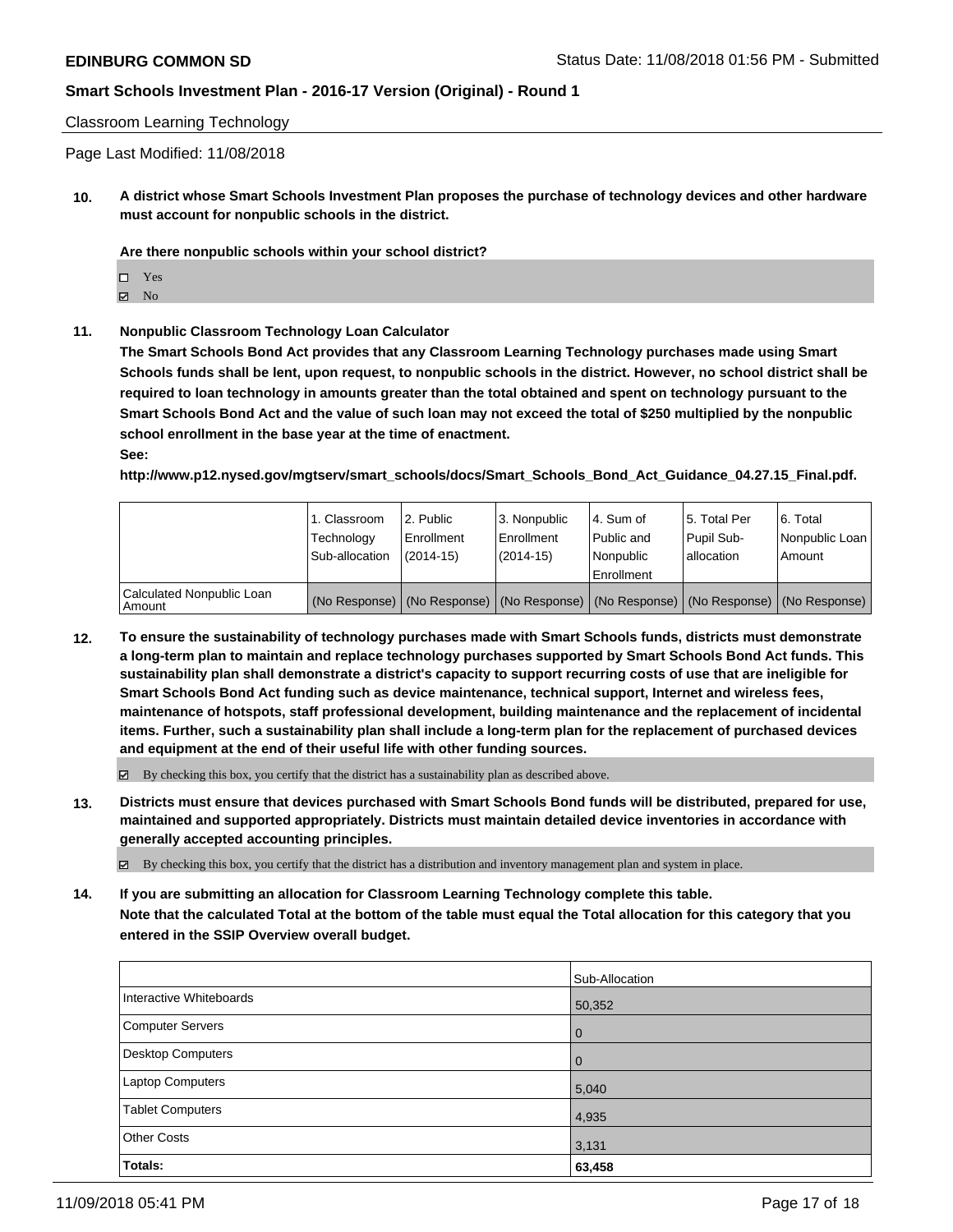Classroom Learning Technology

Page Last Modified: 11/08/2018

**10. A district whose Smart Schools Investment Plan proposes the purchase of technology devices and other hardware must account for nonpublic schools in the district.**

**Are there nonpublic schools within your school district?**

- ☐ Yes
- ☑ No

**11. Nonpublic Classroom Technology Loan Calculator**

**The Smart Schools Bond Act provides that any Classroom Learning Technology purchases made using Smart Schools funds shall be lent, upon request, to nonpublic schools in the district. However, no school district shall be required to loan technology in amounts greater than the total obtained and spent on technology pursuant to the Smart Schools Bond Act and the value of such loan may not exceed the total of $250 multiplied by the nonpublic school enrollment in the base year at the time of enactment.**

**See:**

**http://www.p12.nysed.gov/mgtserv/smart_schools/docs/Smart_Schools_Bond_Act_Guidance_04.27.15_Final.pdf.**

| | 1. Classroom Technology Sub-allocation | 2. Public Enrollment (2014-15) | 3. Nonpublic Enrollment (2014-15) | 4. Sum of Public and Nonpublic Enrollment | 5. Total Per Pupil Sub-allocation | 6. Total Nonpublic Loan Amount |
|---|---|---|---|---|---|---|
| Calculated Nonpublic Loan Amount | (No Response) | (No Response) | (No Response) | (No Response) | (No Response) | (No Response) |

**12. To ensure the sustainability of technology purchases made with Smart Schools funds, districts must demonstrate a long-term plan to maintain and replace technology purchases supported by Smart Schools Bond Act funds. This sustainability plan shall demonstrate a district's capacity to support recurring costs of use that are ineligible for Smart Schools Bond Act funding such as device maintenance, technical support, Internet and wireless fees, maintenance of hotspots, staff professional development, building maintenance and the replacement of incidental items. Further, such a sustainability plan shall include a long-term plan for the replacement of purchased devices and equipment at the end of their useful life with other funding sources.**

☑ By checking this box, you certify that the district has a sustainability plan as described above.

**13. Districts must ensure that devices purchased with Smart Schools Bond funds will be distributed, prepared for use, maintained and supported appropriately. Districts must maintain detailed device inventories in accordance with generally accepted accounting principles.**

☑ By checking this box, you certify that the district has a distribution and inventory management plan and system in place.

**14. If you are submitting an allocation for Classroom Learning Technology complete this table.**
**Note that the calculated Total at the bottom of the table must equal the Total allocation for this category that you entered in the SSIP Overview overall budget.**

| | Sub-Allocation |
|---|---|
| Interactive Whiteboards | 50,352 |
| Computer Servers | 0 |
| Desktop Computers | 0 |
| Laptop Computers | 5,040 |
| Tablet Computers | 4,935 |
| Other Costs | 3,131 |
| **Totals:** | **63,458** |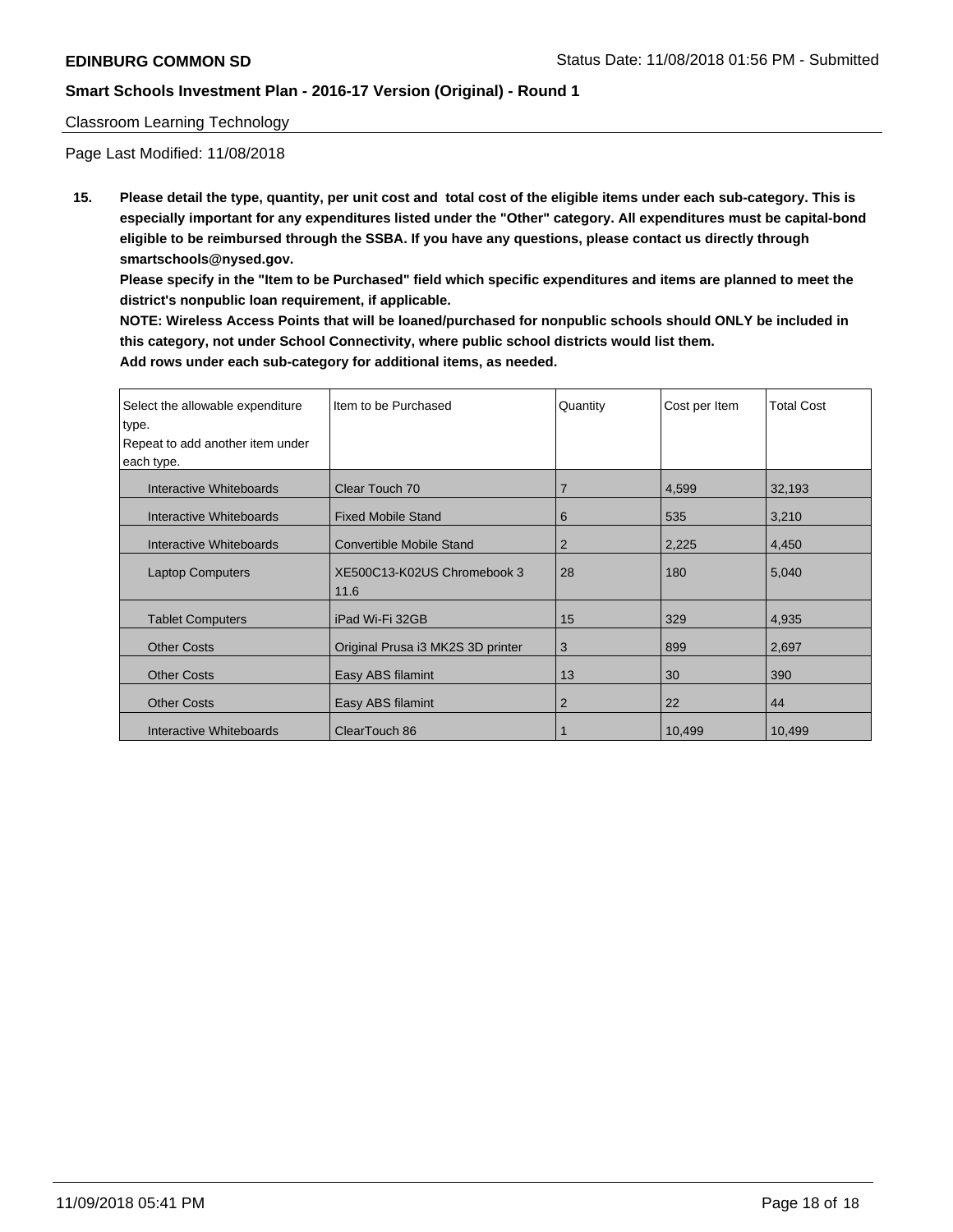Classroom Learning Technology

Page Last Modified: 11/08/2018

**15. Please detail the type, quantity, per unit cost and total cost of the eligible items under each sub-category. This is especially important for any expenditures listed under the "Other" category. All expenditures must be capital-bond eligible to be reimbursed through the SSBA. If you have any questions, please contact us directly through smartschools@nysed.gov.**

**Please specify in the "Item to be Purchased" field which specific expenditures and items are planned to meet the district's nonpublic loan requirement, if applicable.**

**NOTE: Wireless Access Points that will be loaned/purchased for nonpublic schools should ONLY be included in this category, not under School Connectivity, where public school districts would list them.**

**Add rows under each sub-category for additional items, as needed.**

| Select the allowable expenditure type. Repeat to add another item under each type. | Item to be Purchased | Quantity | Cost per Item | Total Cost |
|---|---|---|---|---|
| Interactive Whiteboards | Clear Touch 70 | 7 | 4,599 | 32,193 |
| Interactive Whiteboards | Fixed Mobile Stand | 6 | 535 | 3,210 |
| Interactive Whiteboards | Convertible Mobile Stand | 2 | 2,225 | 4,450 |
| Laptop Computers | XE500C13-K02US Chromebook 3 11.6 | 28 | 180 | 5,040 |
| Tablet Computers | iPad Wi-Fi 32GB | 15 | 329 | 4,935 |
| Other Costs | Original Prusa i3 MK2S 3D printer | 3 | 899 | 2,697 |
| Other Costs | Easy ABS filamint | 13 | 30 | 390 |
| Other Costs | Easy ABS filamint | 2 | 22 | 44 |
| Interactive Whiteboards | ClearTouch 86 | 1 | 10,499 | 10,499 |